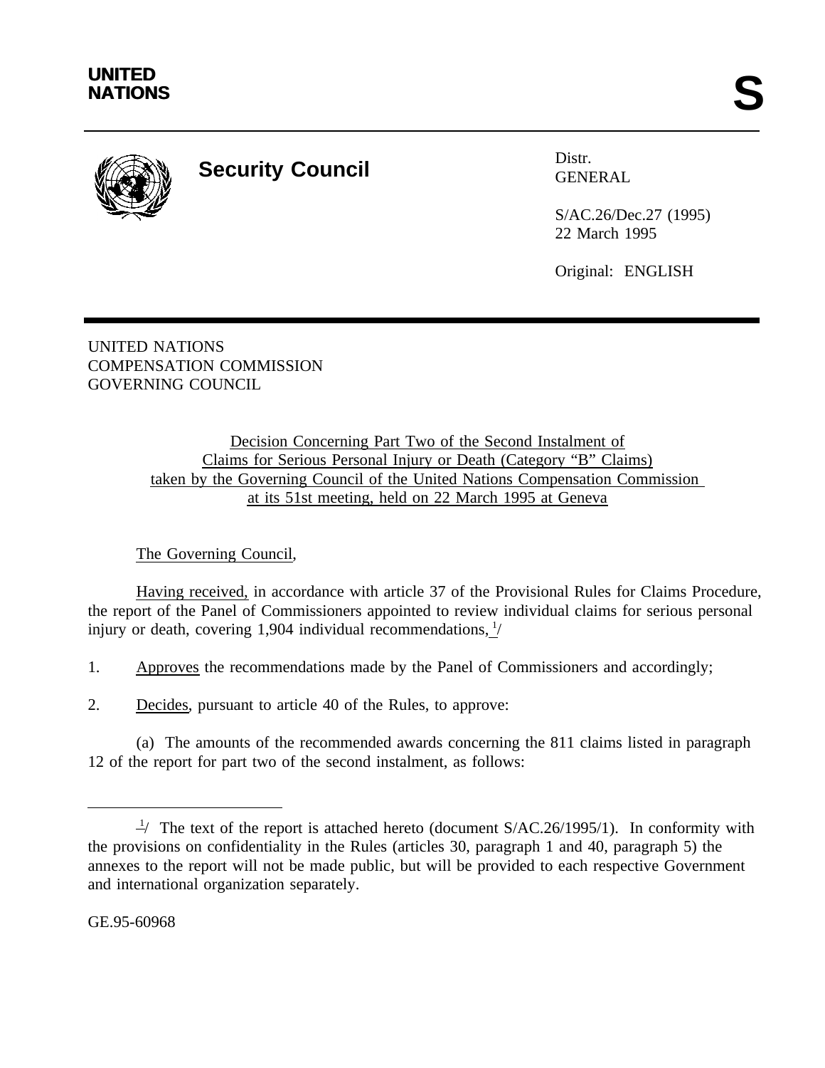**UNITED NATIONS**

# S

## Security Council

Distr.
GENERAL

S/AC.26/Dec.27 (1995)
22 March 1995

Original: ENGLISH

UNITED NATIONS
COMPENSATION COMMISSION
GOVERNING COUNCIL

Decision Concerning Part Two of the Second Instalment of Claims for Serious Personal Injury or Death (Category "B" Claims) taken by the Governing Council of the United Nations Compensation Commission at its 51st meeting, held on 22 March 1995 at Geneva

The Governing Council,

Having received, in accordance with article 37 of the Provisional Rules for Claims Procedure, the report of the Panel of Commissioners appointed to review individual claims for serious personal injury or death, covering 1,904 individual recommendations, [1]/

1. Approves the recommendations made by the Panel of Commissioners and accordingly;

2. Decides, pursuant to article 40 of the Rules, to approve:

(a) The amounts of the recommended awards concerning the 811 claims listed in paragraph 12 of the report for part two of the second instalment, as follows:

---

[1]/ The text of the report is attached hereto (document S/AC.26/1995/1). In conformity with the provisions on confidentiality in the Rules (articles 30, paragraph 1 and 40, paragraph 5) the annexes to the report will not be made public, but will be provided to each respective Government and international organization separately.

GE.95-60968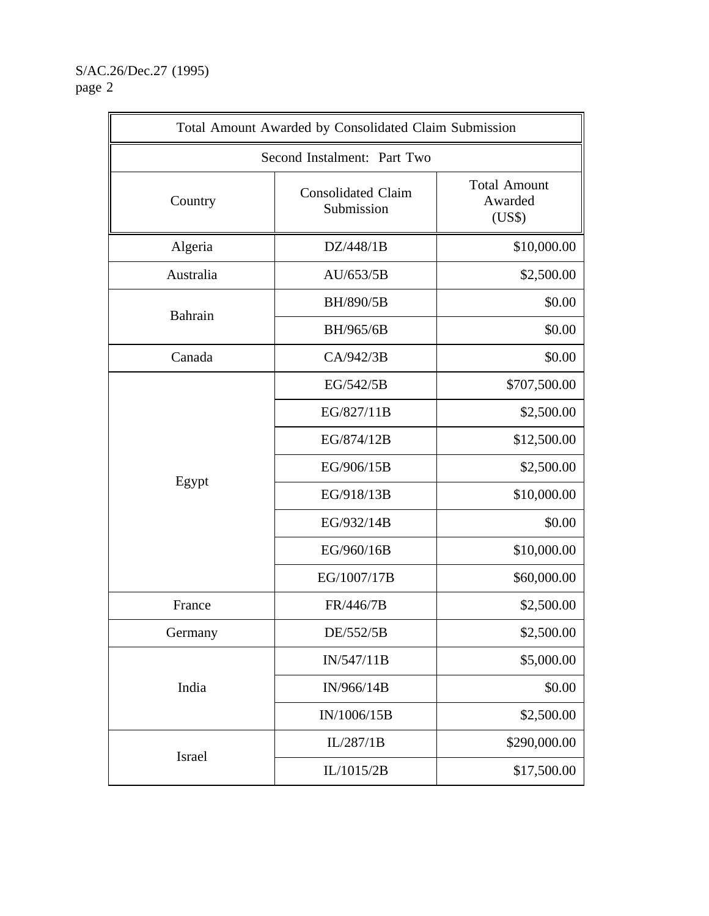| Total Amount Awarded by Consolidated Claim Submission | | |
|---|---|---|
| Second Instalment: Part Two | | |
| Country | Consolidated Claim Submission | Total Amount Awarded (US$) |
| Algeria | DZ/448/1B | $10,000.00 |
| Australia | AU/653/5B | $2,500.00 |
| Bahrain | BH/890/5B | $0.00 |
| | BH/965/6B | $0.00 |
| Canada | CA/942/3B | $0.00 |
| Egypt | EG/542/5B | $707,500.00 |
| | EG/827/11B | $2,500.00 |
| | EG/874/12B | $12,500.00 |
| | EG/906/15B | $2,500.00 |
| | EG/918/13B | $10,000.00 |
| | EG/932/14B | $0.00 |
| | EG/960/16B | $10,000.00 |
| | EG/1007/17B | $60,000.00 |
| France | FR/446/7B | $2,500.00 |
| Germany | DE/552/5B | $2,500.00 |
| India | IN/547/11B | $5,000.00 |
| | IN/966/14B | $0.00 |
| | IN/1006/15B | $2,500.00 |
| Israel | IL/287/1B | $290,000.00 |
| | IL/1015/2B | $17,500.00 |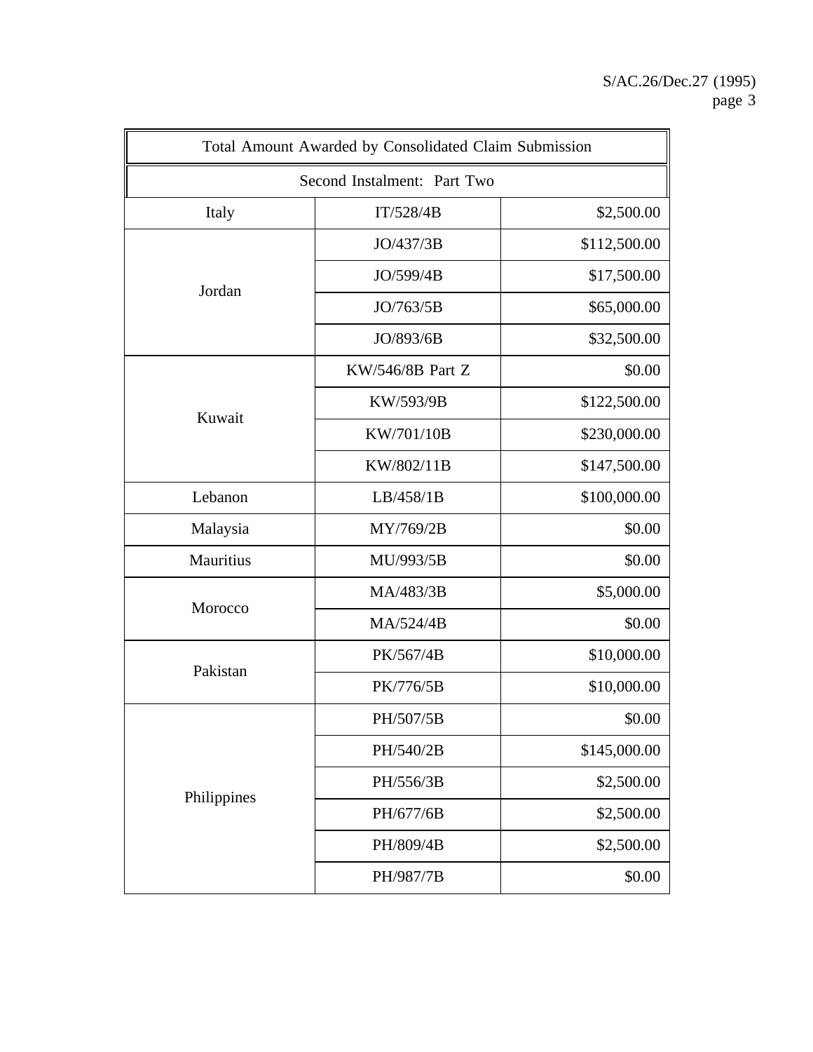| Total Amount Awarded by Consolidated Claim Submission | | |
|---|---|---|
| Second Instalment: Part Two | | |
| Italy | IT/528/4B | $2,500.00 |
| Jordan | JO/437/3B | $112,500.00 |
| | JO/599/4B | $17,500.00 |
| | JO/763/5B | $65,000.00 |
| | JO/893/6B | $32,500.00 |
| Kuwait | KW/546/8B Part Z | $0.00 |
| | KW/593/9B | $122,500.00 |
| | KW/701/10B | $230,000.00 |
| | KW/802/11B | $147,500.00 |
| Lebanon | LB/458/1B | $100,000.00 |
| Malaysia | MY/769/2B | $0.00 |
| Mauritius | MU/993/5B | $0.00 |
| Morocco | MA/483/3B | $5,000.00 |
| | MA/524/4B | $0.00 |
| Pakistan | PK/567/4B | $10,000.00 |
| | PK/776/5B | $10,000.00 |
| Philippines | PH/507/5B | $0.00 |
| | PH/540/2B | $145,000.00 |
| | PH/556/3B | $2,500.00 |
| | PH/677/6B | $2,500.00 |
| | PH/809/4B | $2,500.00 |
| | PH/987/7B | $0.00 |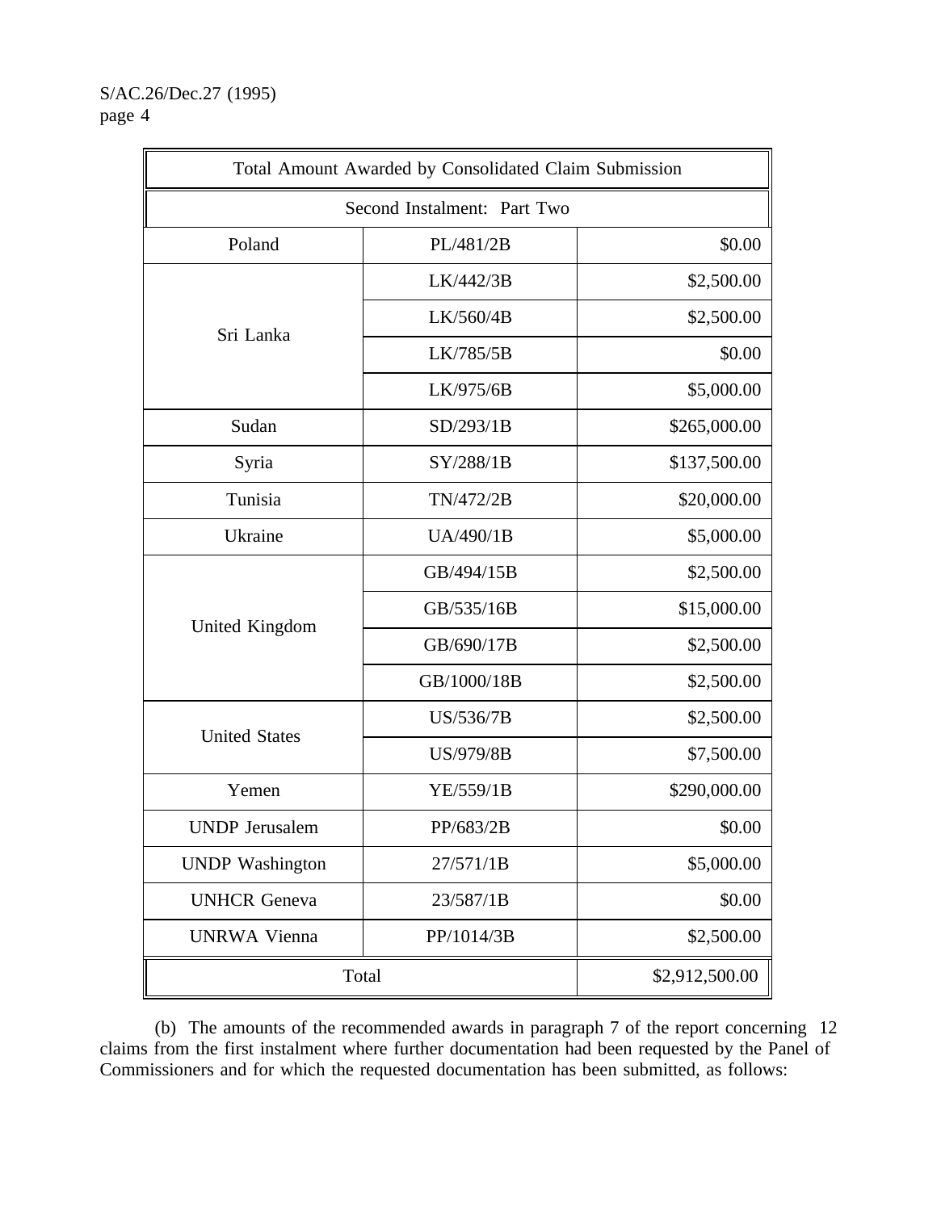| Total Amount Awarded by Consolidated Claim Submission | | |
|---|---|---|
| Second Instalment: Part Two | | |
| Poland | PL/481/2B | $0.00 |
| Sri Lanka | LK/442/3B | $2,500.00 |
| | LK/560/4B | $2,500.00 |
| | LK/785/5B | $0.00 |
| | LK/975/6B | $5,000.00 |
| Sudan | SD/293/1B | $265,000.00 |
| Syria | SY/288/1B | $137,500.00 |
| Tunisia | TN/472/2B | $20,000.00 |
| Ukraine | UA/490/1B | $5,000.00 |
| United Kingdom | GB/494/15B | $2,500.00 |
| | GB/535/16B | $15,000.00 |
| | GB/690/17B | $2,500.00 |
| | GB/1000/18B | $2,500.00 |
| United States | US/536/7B | $2,500.00 |
| | US/979/8B | $7,500.00 |
| Yemen | YE/559/1B | $290,000.00 |
| UNDP Jerusalem | PP/683/2B | $0.00 |
| UNDP Washington | 27/571/1B | $5,000.00 |
| UNHCR Geneva | 23/587/1B | $0.00 |
| UNRWA Vienna | PP/1014/3B | $2,500.00 |
| Total | | $2,912,500.00 |

(b) The amounts of the recommended awards in paragraph 7 of the report concerning 12 claims from the first instalment where further documentation had been requested by the Panel of Commissioners and for which the requested documentation has been submitted, as follows: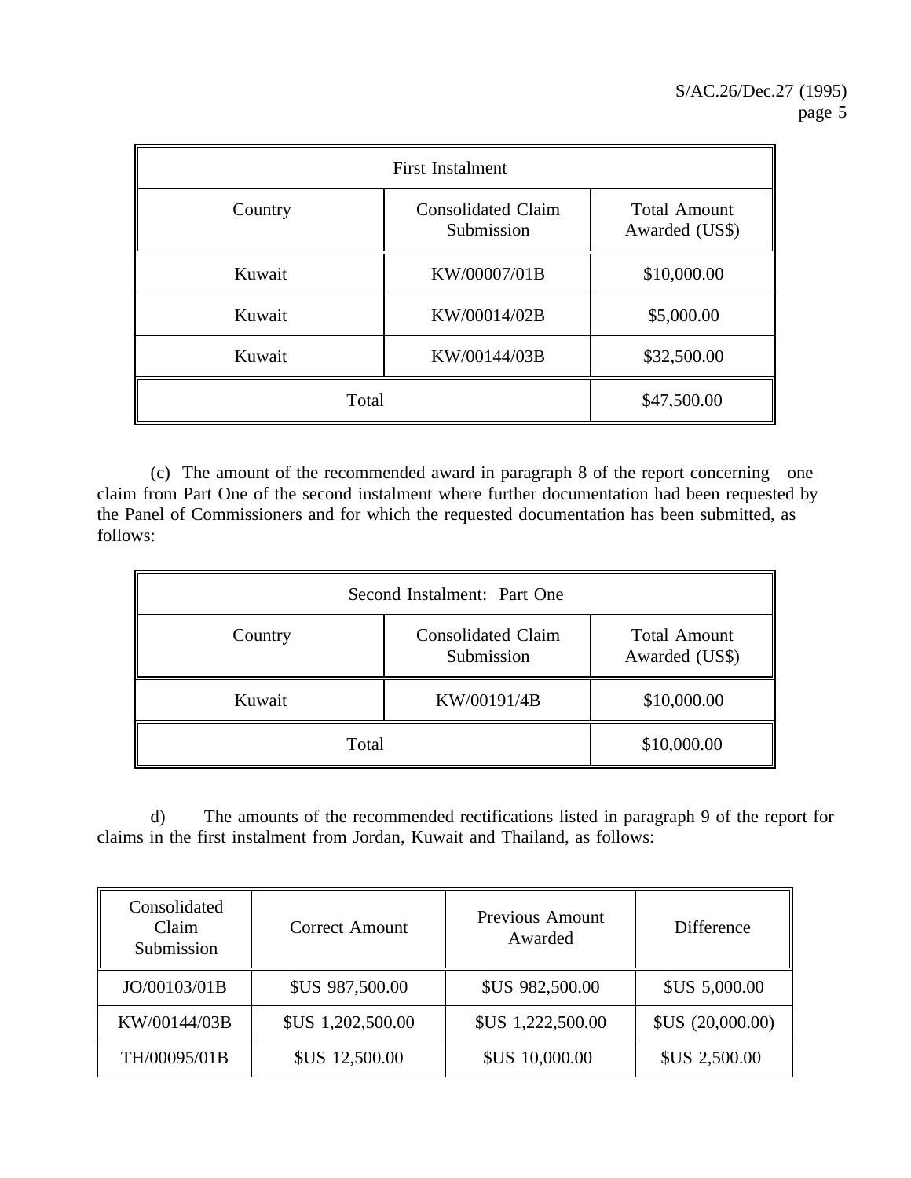| First Instalment | | |
|---|---|---|
| Country | Consolidated Claim Submission | Total Amount Awarded (US$) |
| Kuwait | KW/00007/01B | $10,000.00 |
| Kuwait | KW/00014/02B | $5,000.00 |
| Kuwait | KW/00144/03B | $32,500.00 |
| Total | | $47,500.00 |

(c) The amount of the recommended award in paragraph 8 of the report concerning one claim from Part One of the second instalment where further documentation had been requested by the Panel of Commissioners and for which the requested documentation has been submitted, as follows:

| Second Instalment: Part One | | |
|---|---|---|
| Country | Consolidated Claim Submission | Total Amount Awarded (US$) |
| Kuwait | KW/00191/4B | $10,000.00 |
| Total | | $10,000.00 |

d) The amounts of the recommended rectifications listed in paragraph 9 of the report for claims in the first instalment from Jordan, Kuwait and Thailand, as follows:

| Consolidated Claim Submission | Correct Amount | Previous Amount Awarded | Difference |
|---|---|---|---|
| JO/00103/01B | $US 987,500.00 | $US 982,500.00 | $US 5,000.00 |
| KW/00144/03B | $US 1,202,500.00 | $US 1,222,500.00 | $US (20,000.00) |
| TH/00095/01B | $US 12,500.00 | $US 10,000.00 | $US 2,500.00 |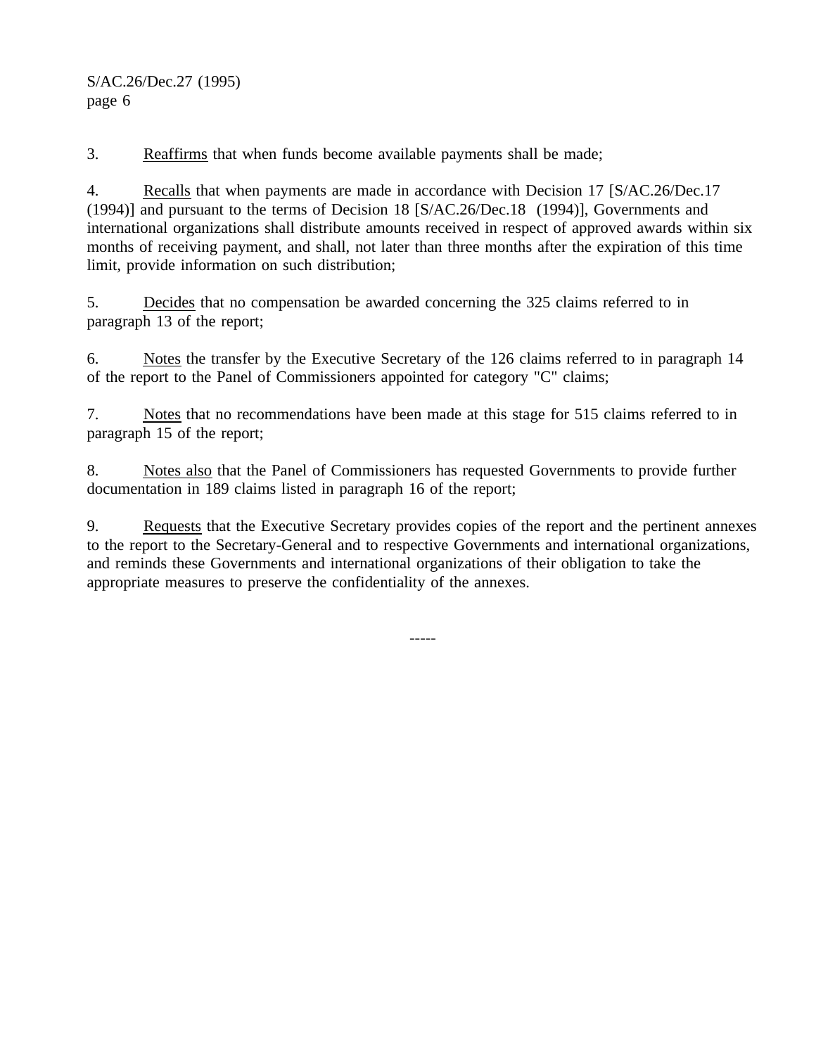3. Reaffirms that when funds become available payments shall be made;

4. Recalls that when payments are made in accordance with Decision 17 [S/AC.26/Dec.17 (1994)] and pursuant to the terms of Decision 18 [S/AC.26/Dec.18 (1994)], Governments and international organizations shall distribute amounts received in respect of approved awards within six months of receiving payment, and shall, not later than three months after the expiration of this time limit, provide information on such distribution;

5. Decides that no compensation be awarded concerning the 325 claims referred to in paragraph 13 of the report;

6. Notes the transfer by the Executive Secretary of the 126 claims referred to in paragraph 14 of the report to the Panel of Commissioners appointed for category "C" claims;

7. Notes that no recommendations have been made at this stage for 515 claims referred to in paragraph 15 of the report;

8. Notes also that the Panel of Commissioners has requested Governments to provide further documentation in 189 claims listed in paragraph 16 of the report;

9. Requests that the Executive Secretary provides copies of the report and the pertinent annexes to the report to the Secretary-General and to respective Governments and international organizations, and reminds these Governments and international organizations of their obligation to take the appropriate measures to preserve the confidentiality of the annexes.

-----